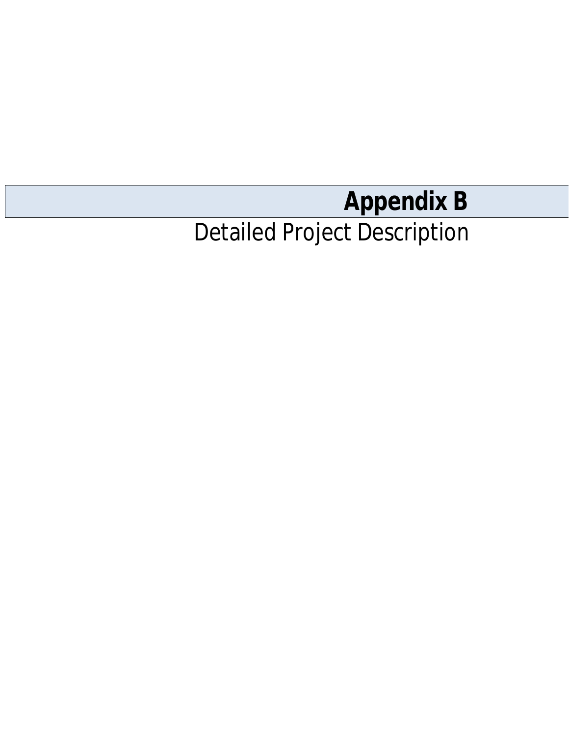# Appendix B

## Detailed Project Description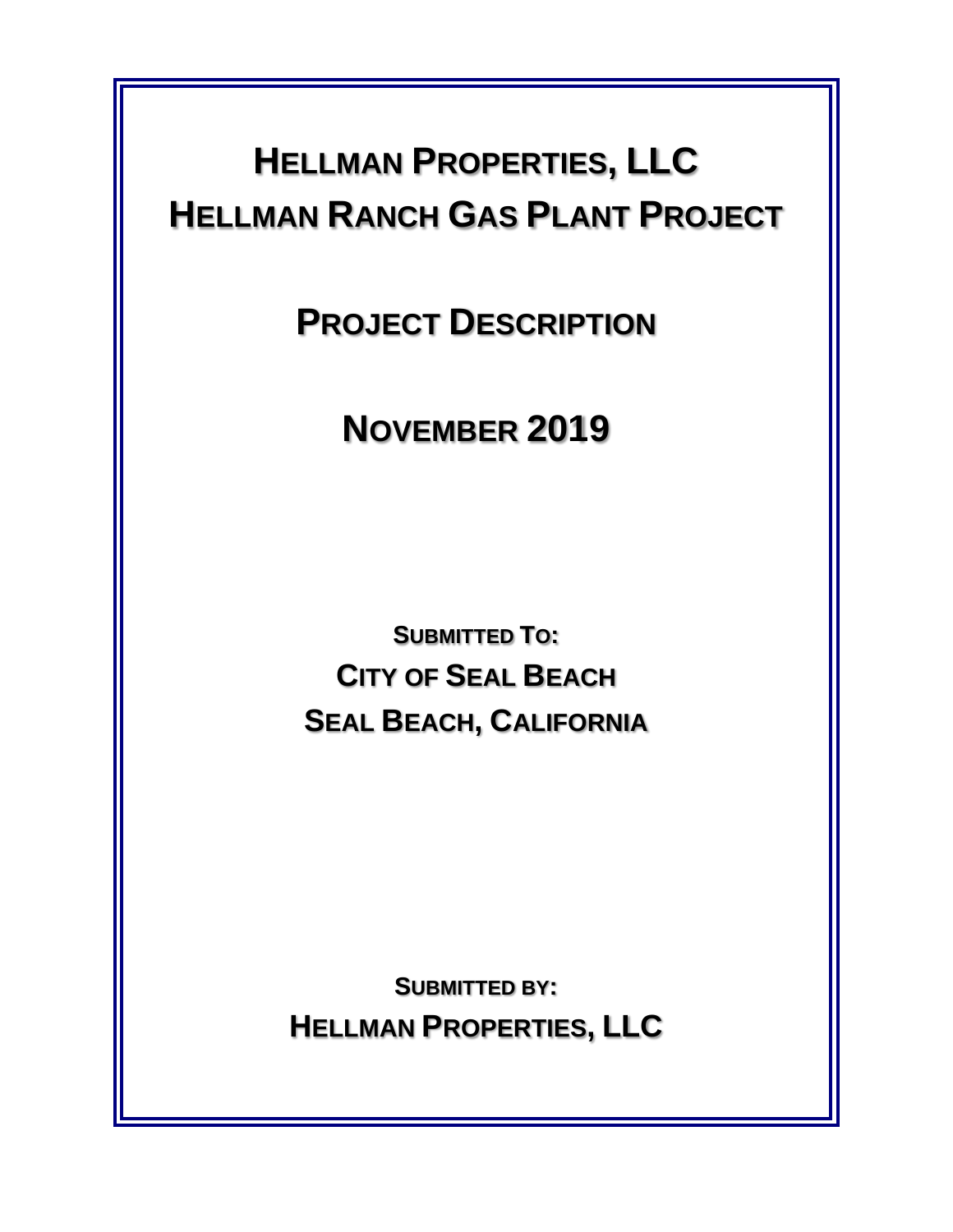# HELLMAN PROPERTIES, LLC

# HELLMAN RANCH GAS PLANT PROJECT

## PROJECT DESCRIPTION

## NOVEMBER 2019

**SUBMITTED TO:**

**CITY OF SEAL BEACH**

**SEAL BEACH, CALIFORNIA**

**SUBMITTED BY:**

**HELLMAN PROPERTIES, LLC**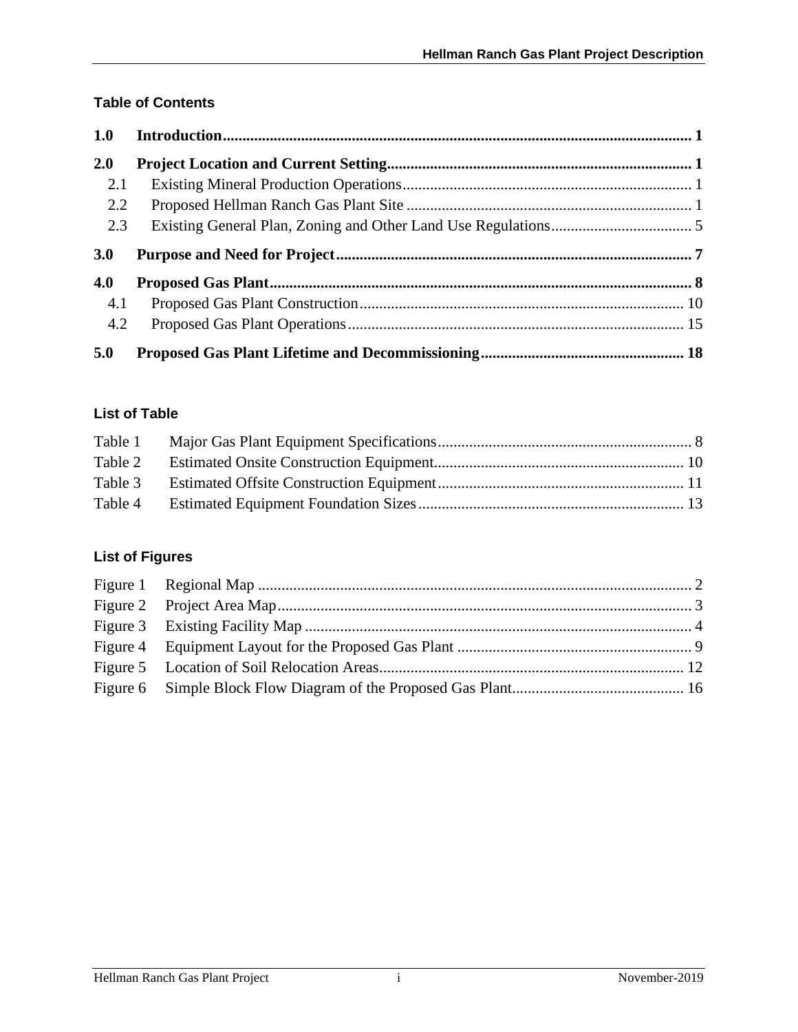## Table of Contents

| | | |
|---|---|---|
| **1.0** | **Introduction** | **1** |
| **2.0** | **Project Location and Current Setting** | **1** |
| 2.1 | Existing Mineral Production Operations | 1 |
| 2.2 | Proposed Hellman Ranch Gas Plant Site | 1 |
| 2.3 | Existing General Plan, Zoning and Other Land Use Regulations | 5 |
| **3.0** | **Purpose and Need for Project** | **7** |
| **4.0** | **Proposed Gas Plant** | **8** |
| 4.1 | Proposed Gas Plant Construction | 10 |
| 4.2 | Proposed Gas Plant Operations | 15 |
| **5.0** | **Proposed Gas Plant Lifetime and Decommissioning** | **18** |

## List of Table

| | | |
|---|---|---|
| Table 1 | Major Gas Plant Equipment Specifications | 8 |
| Table 2 | Estimated Onsite Construction Equipment | 10 |
| Table 3 | Estimated Offsite Construction Equipment | 11 |
| Table 4 | Estimated Equipment Foundation Sizes | 13 |

## List of Figures

| | | |
|---|---|---|
| Figure 1 | Regional Map | 2 |
| Figure 2 | Project Area Map | 3 |
| Figure 3 | Existing Facility Map | 4 |
| Figure 4 | Equipment Layout for the Proposed Gas Plant | 9 |
| Figure 5 | Location of Soil Relocation Areas | 12 |
| Figure 6 | Simple Block Flow Diagram of the Proposed Gas Plant | 16 |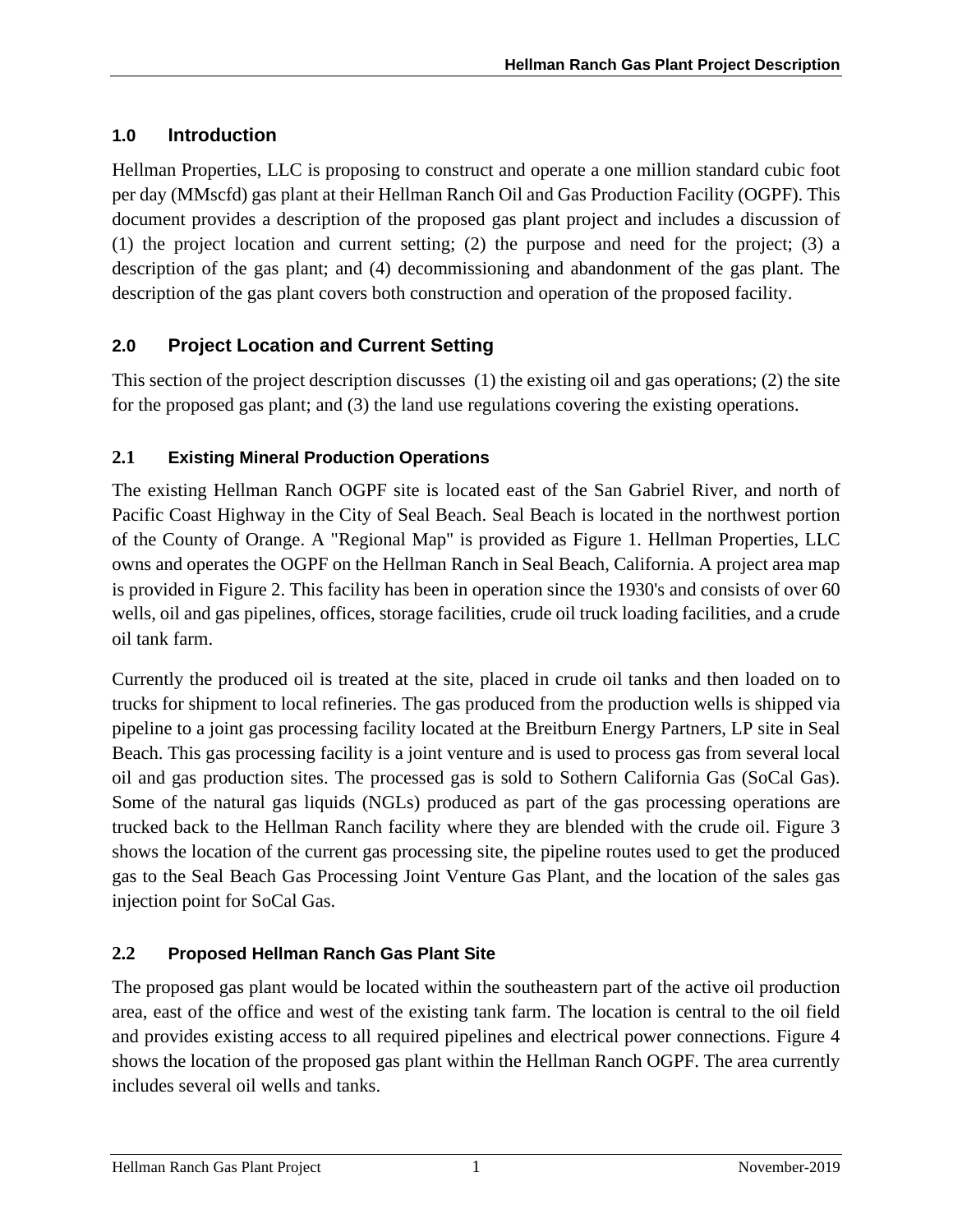## 1.0 Introduction

Hellman Properties, LLC is proposing to construct and operate a one million standard cubic foot per day (MMscfd) gas plant at their Hellman Ranch Oil and Gas Production Facility (OGPF). This document provides a description of the proposed gas plant project and includes a discussion of (1) the project location and current setting; (2) the purpose and need for the project; (3) a description of the gas plant; and (4) decommissioning and abandonment of the gas plant. The description of the gas plant covers both construction and operation of the proposed facility.

## 2.0 Project Location and Current Setting

This section of the project description discusses (1) the existing oil and gas operations; (2) the site for the proposed gas plant; and (3) the land use regulations covering the existing operations.

### 2.1 Existing Mineral Production Operations

The existing Hellman Ranch OGPF site is located east of the San Gabriel River, and north of Pacific Coast Highway in the City of Seal Beach. Seal Beach is located in the northwest portion of the County of Orange. A "Regional Map" is provided as Figure 1. Hellman Properties, LLC owns and operates the OGPF on the Hellman Ranch in Seal Beach, California. A project area map is provided in Figure 2. This facility has been in operation since the 1930's and consists of over 60 wells, oil and gas pipelines, offices, storage facilities, crude oil truck loading facilities, and a crude oil tank farm.

Currently the produced oil is treated at the site, placed in crude oil tanks and then loaded on to trucks for shipment to local refineries. The gas produced from the production wells is shipped via pipeline to a joint gas processing facility located at the Breitburn Energy Partners, LP site in Seal Beach. This gas processing facility is a joint venture and is used to process gas from several local oil and gas production sites. The processed gas is sold to Sothern California Gas (SoCal Gas). Some of the natural gas liquids (NGLs) produced as part of the gas processing operations are trucked back to the Hellman Ranch facility where they are blended with the crude oil. Figure 3 shows the location of the current gas processing site, the pipeline routes used to get the produced gas to the Seal Beach Gas Processing Joint Venture Gas Plant, and the location of the sales gas injection point for SoCal Gas.

### 2.2 Proposed Hellman Ranch Gas Plant Site

The proposed gas plant would be located within the southeastern part of the active oil production area, east of the office and west of the existing tank farm. The location is central to the oil field and provides existing access to all required pipelines and electrical power connections. Figure 4 shows the location of the proposed gas plant within the Hellman Ranch OGPF. The area currently includes several oil wells and tanks.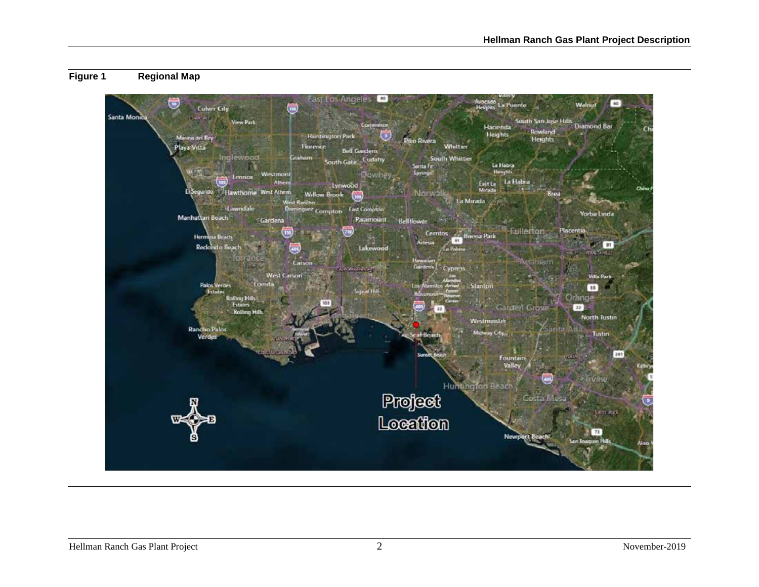**Figure 1 Regional Map**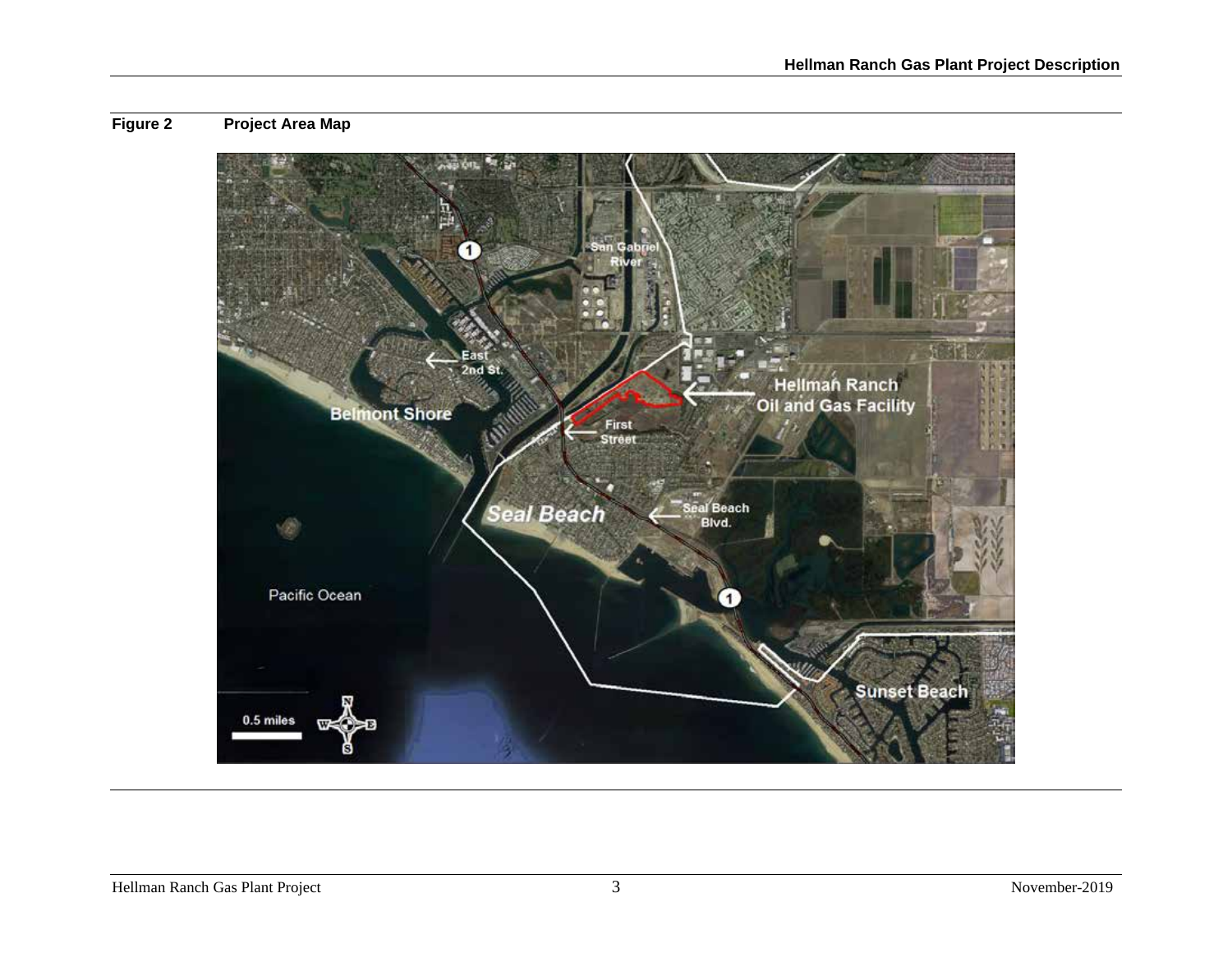**Figure 2 Project Area Map**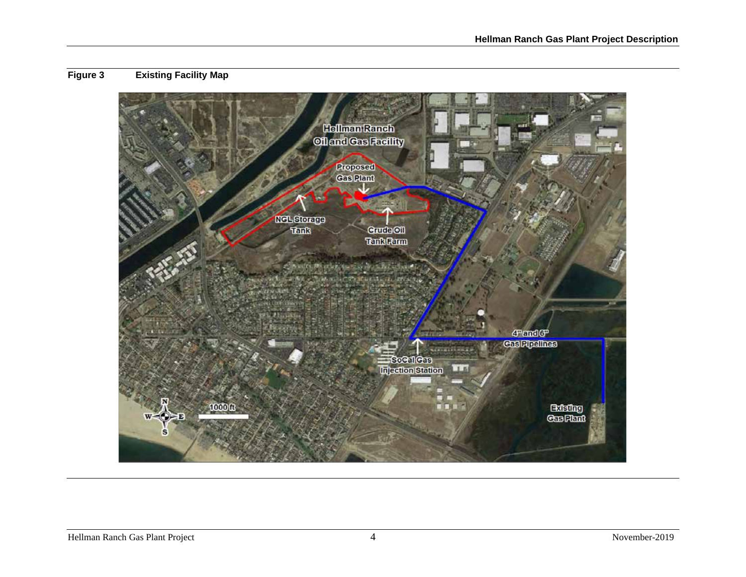**Figure 3 Existing Facility Map**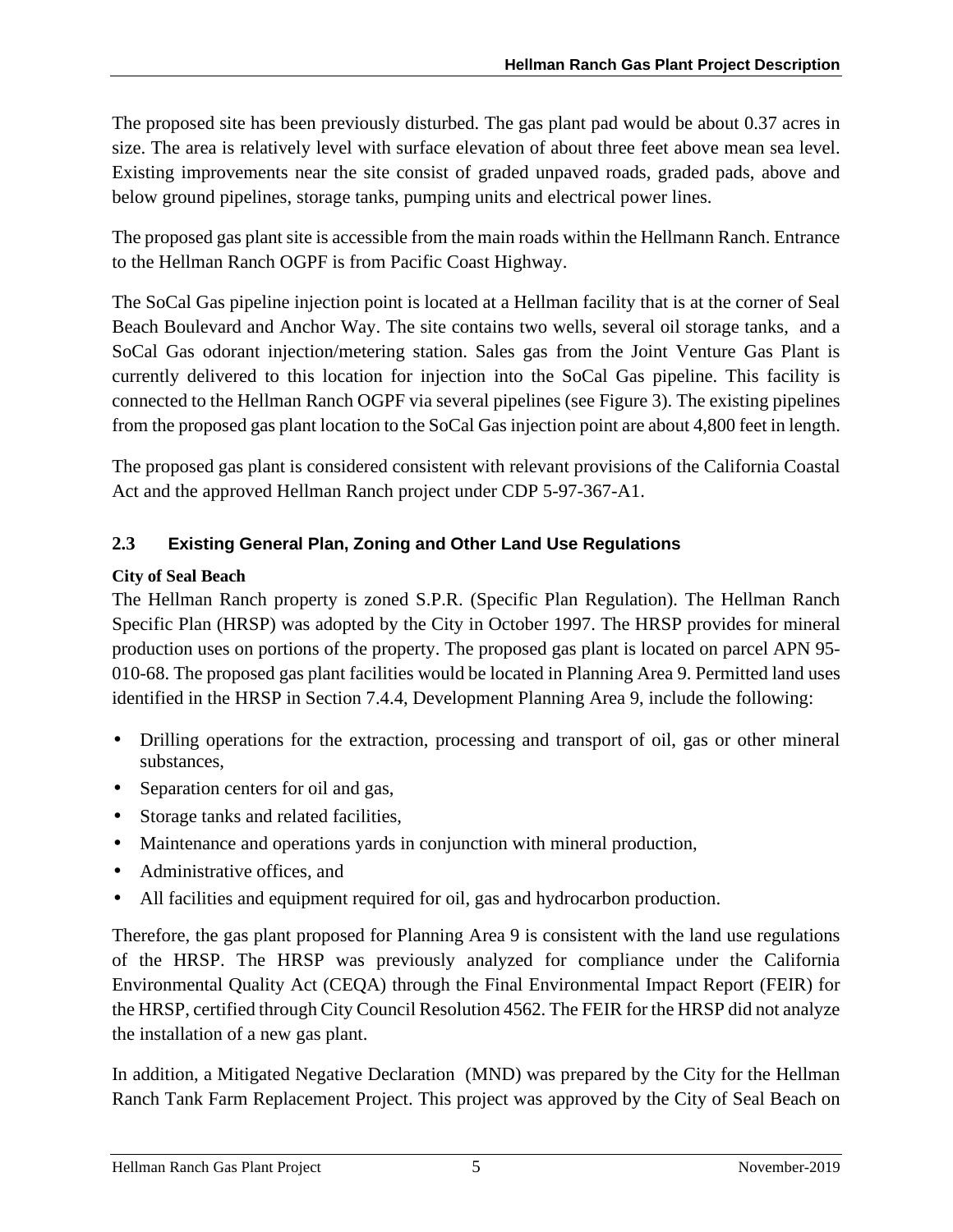The proposed site has been previously disturbed. The gas plant pad would be about 0.37 acres in size. The area is relatively level with surface elevation of about three feet above mean sea level. Existing improvements near the site consist of graded unpaved roads, graded pads, above and below ground pipelines, storage tanks, pumping units and electrical power lines.

The proposed gas plant site is accessible from the main roads within the Hellmann Ranch. Entrance to the Hellman Ranch OGPF is from Pacific Coast Highway.

The SoCal Gas pipeline injection point is located at a Hellman facility that is at the corner of Seal Beach Boulevard and Anchor Way. The site contains two wells, several oil storage tanks, and a SoCal Gas odorant injection/metering station. Sales gas from the Joint Venture Gas Plant is currently delivered to this location for injection into the SoCal Gas pipeline. This facility is connected to the Hellman Ranch OGPF via several pipelines (see Figure 3). The existing pipelines from the proposed gas plant location to the SoCal Gas injection point are about 4,800 feet in length.

The proposed gas plant is considered consistent with relevant provisions of the California Coastal Act and the approved Hellman Ranch project under CDP 5-97-367-A1.

## 2.3 Existing General Plan, Zoning and Other Land Use Regulations

**City of Seal Beach**

The Hellman Ranch property is zoned S.P.R. (Specific Plan Regulation). The Hellman Ranch Specific Plan (HRSP) was adopted by the City in October 1997. The HRSP provides for mineral production uses on portions of the property. The proposed gas plant is located on parcel APN 95-010-68. The proposed gas plant facilities would be located in Planning Area 9. Permitted land uses identified in the HRSP in Section 7.4.4, Development Planning Area 9, include the following:

- Drilling operations for the extraction, processing and transport of oil, gas or other mineral substances,
- Separation centers for oil and gas,
- Storage tanks and related facilities,
- Maintenance and operations yards in conjunction with mineral production,
- Administrative offices, and
- All facilities and equipment required for oil, gas and hydrocarbon production.

Therefore, the gas plant proposed for Planning Area 9 is consistent with the land use regulations of the HRSP. The HRSP was previously analyzed for compliance under the California Environmental Quality Act (CEQA) through the Final Environmental Impact Report (FEIR) for the HRSP, certified through City Council Resolution 4562. The FEIR for the HRSP did not analyze the installation of a new gas plant.

In addition, a Mitigated Negative Declaration (MND) was prepared by the City for the Hellman Ranch Tank Farm Replacement Project. This project was approved by the City of Seal Beach on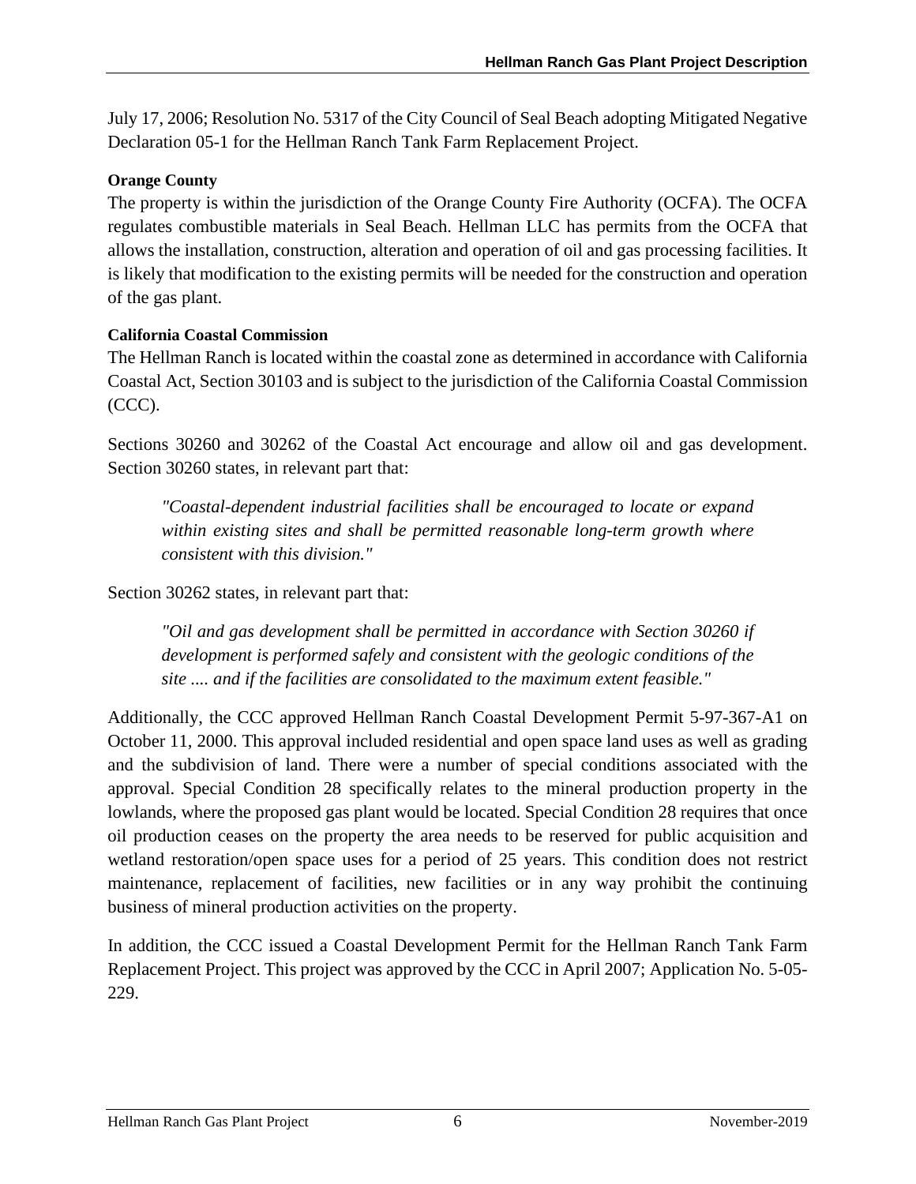July 17, 2006; Resolution No. 5317 of the City Council of Seal Beach adopting Mitigated Negative Declaration 05-1 for the Hellman Ranch Tank Farm Replacement Project.

**Orange County**

The property is within the jurisdiction of the Orange County Fire Authority (OCFA). The OCFA regulates combustible materials in Seal Beach. Hellman LLC has permits from the OCFA that allows the installation, construction, alteration and operation of oil and gas processing facilities. It is likely that modification to the existing permits will be needed for the construction and operation of the gas plant.

**California Coastal Commission**

The Hellman Ranch is located within the coastal zone as determined in accordance with California Coastal Act, Section 30103 and is subject to the jurisdiction of the California Coastal Commission (CCC).

Sections 30260 and 30262 of the Coastal Act encourage and allow oil and gas development. Section 30260 states, in relevant part that:

> *"Coastal-dependent industrial facilities shall be encouraged to locate or expand within existing sites and shall be permitted reasonable long-term growth where consistent with this division."*

Section 30262 states, in relevant part that:

> *"Oil and gas development shall be permitted in accordance with Section 30260 if development is performed safely and consistent with the geologic conditions of the site .... and if the facilities are consolidated to the maximum extent feasible."*

Additionally, the CCC approved Hellman Ranch Coastal Development Permit 5-97-367-A1 on October 11, 2000. This approval included residential and open space land uses as well as grading and the subdivision of land. There were a number of special conditions associated with the approval. Special Condition 28 specifically relates to the mineral production property in the lowlands, where the proposed gas plant would be located. Special Condition 28 requires that once oil production ceases on the property the area needs to be reserved for public acquisition and wetland restoration/open space uses for a period of 25 years. This condition does not restrict maintenance, replacement of facilities, new facilities or in any way prohibit the continuing business of mineral production activities on the property.

In addition, the CCC issued a Coastal Development Permit for the Hellman Ranch Tank Farm Replacement Project. This project was approved by the CCC in April 2007; Application No. 5-05-229.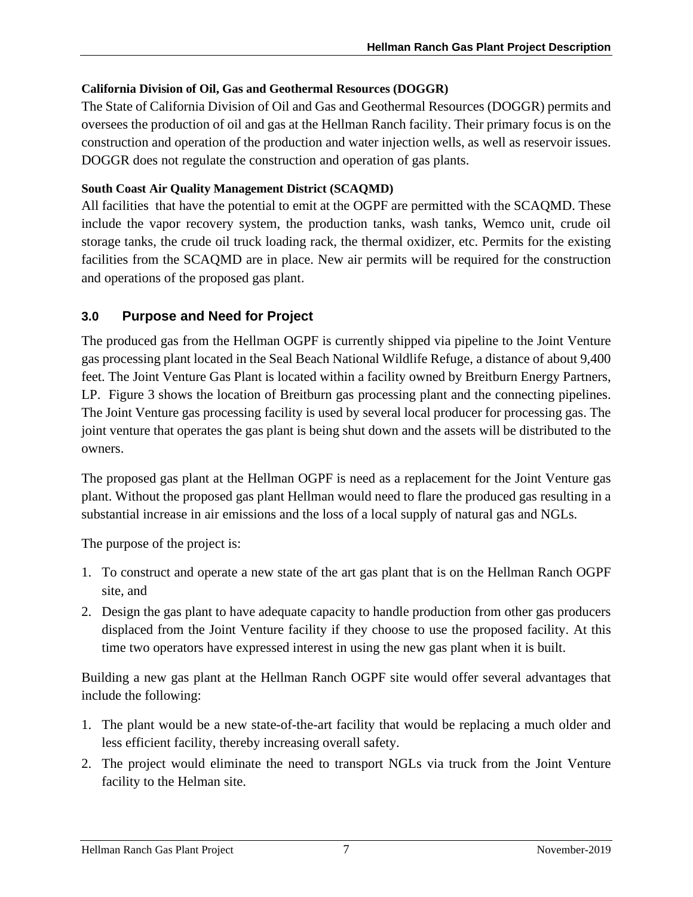**California Division of Oil, Gas and Geothermal Resources (DOGGR)**

The State of California Division of Oil and Gas and Geothermal Resources (DOGGR) permits and oversees the production of oil and gas at the Hellman Ranch facility. Their primary focus is on the construction and operation of the production and water injection wells, as well as reservoir issues. DOGGR does not regulate the construction and operation of gas plants.

**South Coast Air Quality Management District (SCAQMD)**

All facilities that have the potential to emit at the OGPF are permitted with the SCAQMD. These include the vapor recovery system, the production tanks, wash tanks, Wemco unit, crude oil storage tanks, the crude oil truck loading rack, the thermal oxidizer, etc. Permits for the existing facilities from the SCAQMD are in place. New air permits will be required for the construction and operations of the proposed gas plant.

## 3.0 Purpose and Need for Project

The produced gas from the Hellman OGPF is currently shipped via pipeline to the Joint Venture gas processing plant located in the Seal Beach National Wildlife Refuge, a distance of about 9,400 feet. The Joint Venture Gas Plant is located within a facility owned by Breitburn Energy Partners, LP. Figure 3 shows the location of Breitburn gas processing plant and the connecting pipelines. The Joint Venture gas processing facility is used by several local producer for processing gas. The joint venture that operates the gas plant is being shut down and the assets will be distributed to the owners.

The proposed gas plant at the Hellman OGPF is need as a replacement for the Joint Venture gas plant. Without the proposed gas plant Hellman would need to flare the produced gas resulting in a substantial increase in air emissions and the loss of a local supply of natural gas and NGLs.

The purpose of the project is:

1. To construct and operate a new state of the art gas plant that is on the Hellman Ranch OGPF site, and
2. Design the gas plant to have adequate capacity to handle production from other gas producers displaced from the Joint Venture facility if they choose to use the proposed facility. At this time two operators have expressed interest in using the new gas plant when it is built.

Building a new gas plant at the Hellman Ranch OGPF site would offer several advantages that include the following:

1. The plant would be a new state-of-the-art facility that would be replacing a much older and less efficient facility, thereby increasing overall safety.
2. The project would eliminate the need to transport NGLs via truck from the Joint Venture facility to the Helman site.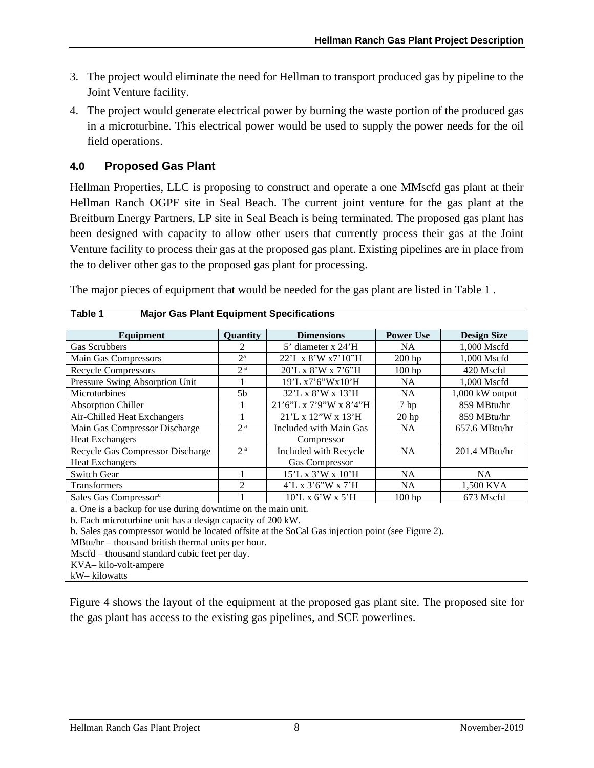3. The project would eliminate the need for Hellman to transport produced gas by pipeline to the Joint Venture facility.
4. The project would generate electrical power by burning the waste portion of the produced gas in a microturbine. This electrical power would be used to supply the power needs for the oil field operations.

## 4.0 Proposed Gas Plant

Hellman Properties, LLC is proposing to construct and operate a one MMscfd gas plant at their Hellman Ranch OGPF site in Seal Beach. The current joint venture for the gas plant at the Breitburn Energy Partners, LP site in Seal Beach is being terminated. The proposed gas plant has been designed with capacity to allow other users that currently process their gas at the Joint Venture facility to process their gas at the proposed gas plant. Existing pipelines are in place from the to deliver other gas to the proposed gas plant for processing.

The major pieces of equipment that would be needed for the gas plant are listed in Table 1 .

**Table 1 Major Gas Plant Equipment Specifications**

| Equipment | Quantity | Dimensions | Power Use | Design Size |
|---|---|---|---|---|
| Gas Scrubbers | 2 | 5' diameter x 24'H | NA | 1,000 Mscfd |
| Main Gas Compressors | 2[a] | 22'L x 8'W x7'10"H | 200 hp | 1,000 Mscfd |
| Recycle Compressors | 2[a] | 20'L x 8'W x 7'6"H | 100 hp | 420 Mscfd |
| Pressure Swing Absorption Unit | 1 | 19'L x7'6"Wx10'H | NA | 1,000 Mscfd |
| Microturbines | 5b | 32'L x 8'W x 13'H | NA | 1,000 kW output |
| Absorption Chiller | 1 | 21'6"L x 7'9"W x 8'4"H | 7 hp | 859 MBtu/hr |
| Air-Chilled Heat Exchangers | 1 | 21'L x 12"W x 13'H | 20 hp | 859 MBtu/hr |
| Main Gas Compressor Discharge Heat Exchangers | 2[a] | Included with Main Gas Compressor | NA | 657.6 MBtu/hr |
| Recycle Gas Compressor Discharge Heat Exchangers | 2[a] | Included with Recycle Gas Compressor | NA | 201.4 MBtu/hr |
| Switch Gear | 1 | 15'L x 3'W x 10'H | NA | NA |
| Transformers | 2 | 4'L x 3'6"W x 7'H | NA | 1,500 KVA |
| Sales Gas Compressor[c] | 1 | 10'L x 6'W x 5'H | 100 hp | 673 Mscfd |

a. One is a backup for use during downtime on the main unit.
b. Each microturbine unit has a design capacity of 200 kW.
b. Sales gas compressor would be located offsite at the SoCal Gas injection point (see Figure 2).
MBtu/hr – thousand british thermal units per hour.
Mscfd – thousand standard cubic feet per day.
KVA– kilo-volt-ampere
kW– kilowatts

Figure 4 shows the layout of the equipment at the proposed gas plant site. The proposed site for the gas plant has access to the existing gas pipelines, and SCE powerlines.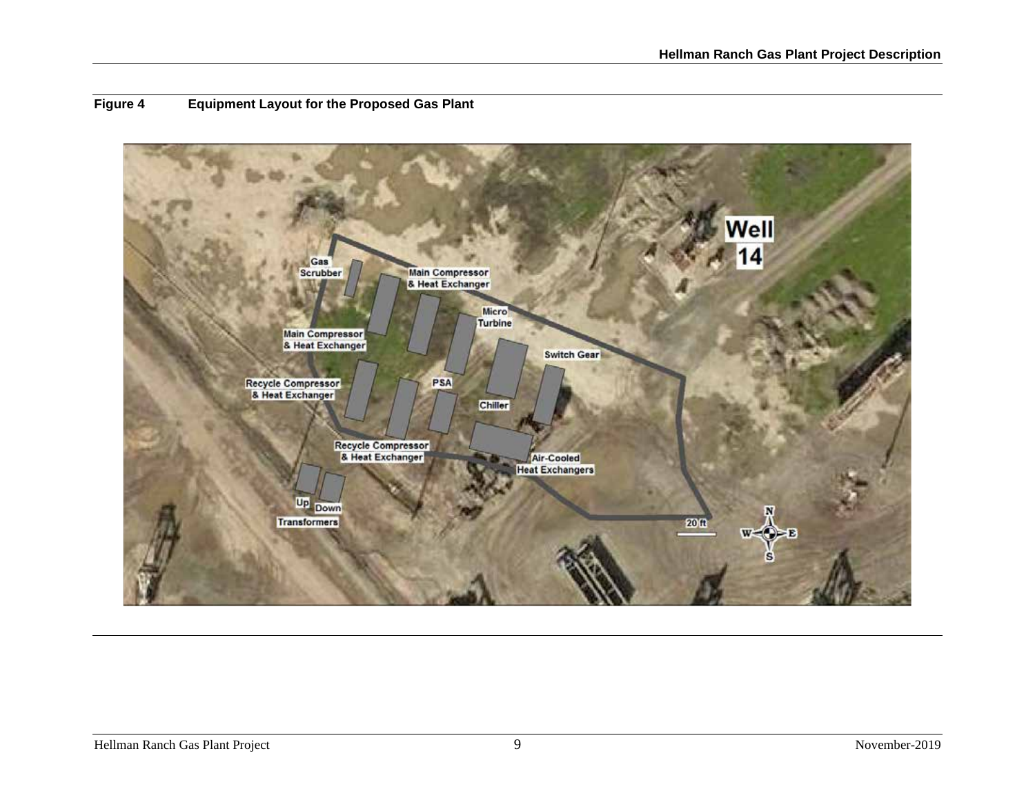**Figure 4 Equipment Layout for the Proposed Gas Plant**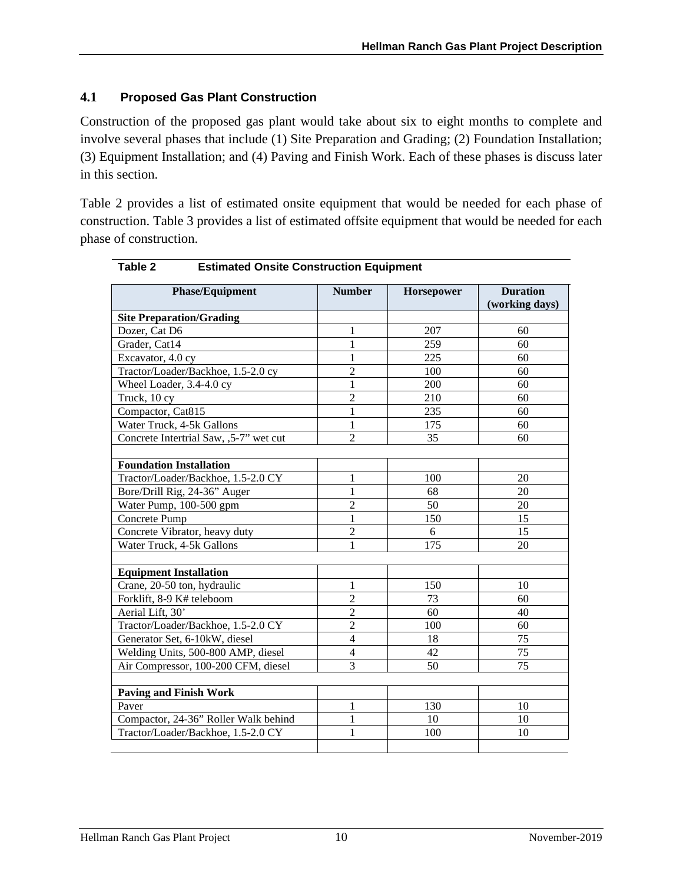### 4.1 Proposed Gas Plant Construction

Construction of the proposed gas plant would take about six to eight months to complete and involve several phases that include (1) Site Preparation and Grading; (2) Foundation Installation; (3) Equipment Installation; and (4) Paving and Finish Work. Each of these phases is discuss later in this section.

Table 2 provides a list of estimated onsite equipment that would be needed for each phase of construction. Table 3 provides a list of estimated offsite equipment that would be needed for each phase of construction.

**Table 2 Estimated Onsite Construction Equipment**

| Phase/Equipment | Number | Horsepower | Duration (working days) |
|---|---|---|---|
| **Site Preparation/Grading** | | | |
| Dozer, Cat D6 | 1 | 207 | 60 |
| Grader, Cat14 | 1 | 259 | 60 |
| Excavator, 4.0 cy | 1 | 225 | 60 |
| Tractor/Loader/Backhoe, 1.5-2.0 cy | 2 | 100 | 60 |
| Wheel Loader, 3.4-4.0 cy | 1 | 200 | 60 |
| Truck, 10 cy | 2 | 210 | 60 |
| Compactor, Cat815 | 1 | 235 | 60 |
| Water Truck, 4-5k Gallons | 1 | 175 | 60 |
| Concrete Intertrial Saw, ,5-7" wet cut | 2 | 35 | 60 |
| | | | |
| **Foundation Installation** | | | |
| Tractor/Loader/Backhoe, 1.5-2.0 CY | 1 | 100 | 20 |
| Bore/Drill Rig, 24-36" Auger | 1 | 68 | 20 |
| Water Pump, 100-500 gpm | 2 | 50 | 20 |
| Concrete Pump | 1 | 150 | 15 |
| Concrete Vibrator, heavy duty | 2 | 6 | 15 |
| Water Truck, 4-5k Gallons | 1 | 175 | 20 |
| | | | |
| **Equipment Installation** | | | |
| Crane, 20-50 ton, hydraulic | 1 | 150 | 10 |
| Forklift, 8-9 K# teleboom | 2 | 73 | 60 |
| Aerial Lift, 30' | 2 | 60 | 40 |
| Tractor/Loader/Backhoe, 1.5-2.0 CY | 2 | 100 | 60 |
| Generator Set, 6-10kW, diesel | 4 | 18 | 75 |
| Welding Units, 500-800 AMP, diesel | 4 | 42 | 75 |
| Air Compressor, 100-200 CFM, diesel | 3 | 50 | 75 |
| | | | |
| **Paving and Finish Work** | | | |
| Paver | 1 | 130 | 10 |
| Compactor, 24-36" Roller Walk behind | 1 | 10 | 10 |
| Tractor/Loader/Backhoe, 1.5-2.0 CY | 1 | 100 | 10 |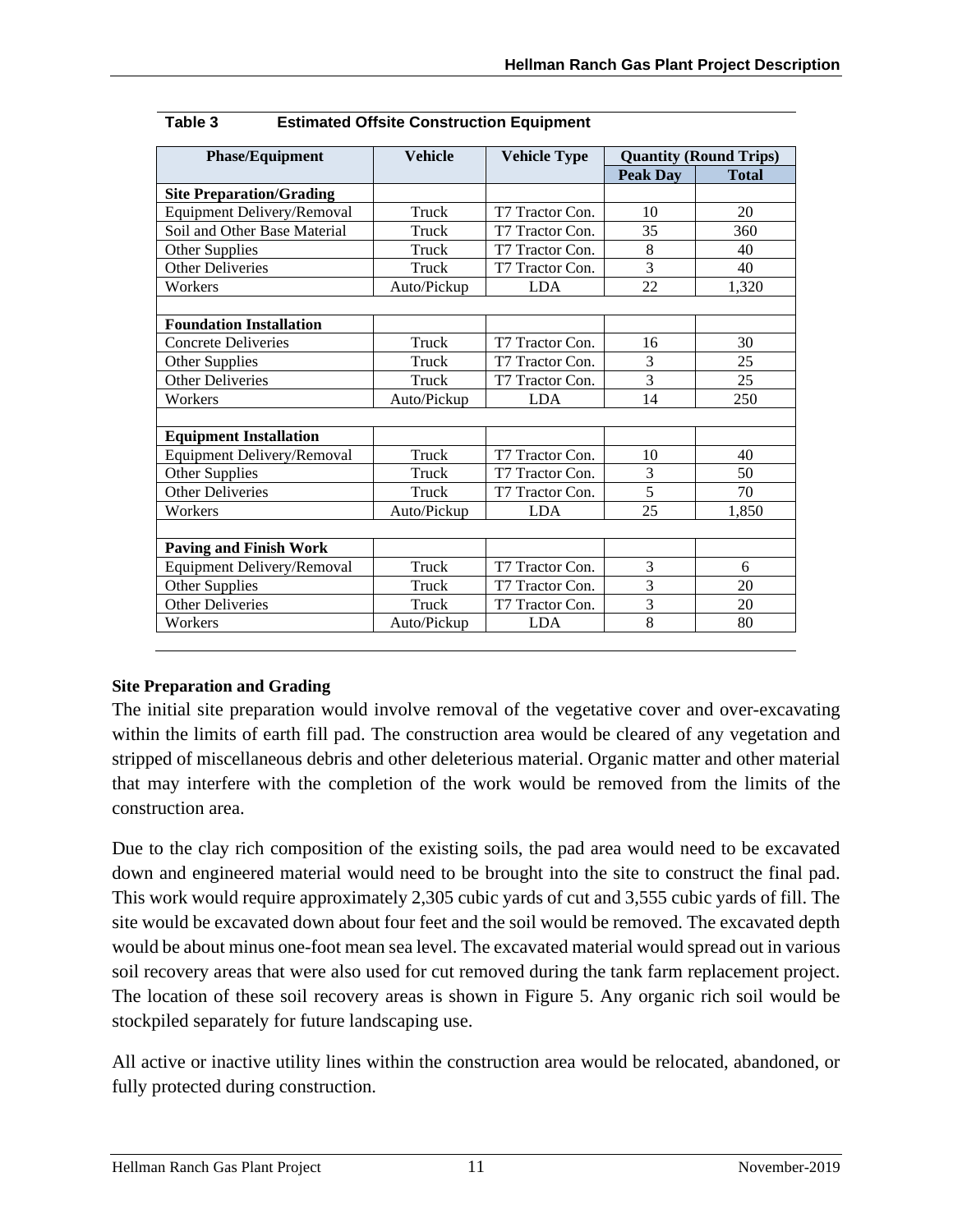**Table 3 Estimated Offsite Construction Equipment**

| Phase/Equipment | Vehicle | Vehicle Type | Quantity (Round Trips) | |
|---|---|---|---|---|
| | | | Peak Day | Total |
| **Site Preparation/Grading** | | | | |
| Equipment Delivery/Removal | Truck | T7 Tractor Con. | 10 | 20 |
| Soil and Other Base Material | Truck | T7 Tractor Con. | 35 | 360 |
| Other Supplies | Truck | T7 Tractor Con. | 8 | 40 |
| Other Deliveries | Truck | T7 Tractor Con. | 3 | 40 |
| Workers | Auto/Pickup | LDA | 22 | 1,320 |
| | | | | |
| **Foundation Installation** | | | | |
| Concrete Deliveries | Truck | T7 Tractor Con. | 16 | 30 |
| Other Supplies | Truck | T7 Tractor Con. | 3 | 25 |
| Other Deliveries | Truck | T7 Tractor Con. | 3 | 25 |
| Workers | Auto/Pickup | LDA | 14 | 250 |
| | | | | |
| **Equipment Installation** | | | | |
| Equipment Delivery/Removal | Truck | T7 Tractor Con. | 10 | 40 |
| Other Supplies | Truck | T7 Tractor Con. | 3 | 50 |
| Other Deliveries | Truck | T7 Tractor Con. | 5 | 70 |
| Workers | Auto/Pickup | LDA | 25 | 1,850 |
| | | | | |
| **Paving and Finish Work** | | | | |
| Equipment Delivery/Removal | Truck | T7 Tractor Con. | 3 | 6 |
| Other Supplies | Truck | T7 Tractor Con. | 3 | 20 |
| Other Deliveries | Truck | T7 Tractor Con. | 3 | 20 |
| Workers | Auto/Pickup | LDA | 8 | 80 |

**Site Preparation and Grading**

The initial site preparation would involve removal of the vegetative cover and over-excavating within the limits of earth fill pad. The construction area would be cleared of any vegetation and stripped of miscellaneous debris and other deleterious material. Organic matter and other material that may interfere with the completion of the work would be removed from the limits of the construction area.

Due to the clay rich composition of the existing soils, the pad area would need to be excavated down and engineered material would need to be brought into the site to construct the final pad. This work would require approximately 2,305 cubic yards of cut and 3,555 cubic yards of fill. The site would be excavated down about four feet and the soil would be removed. The excavated depth would be about minus one-foot mean sea level. The excavated material would spread out in various soil recovery areas that were also used for cut removed during the tank farm replacement project. The location of these soil recovery areas is shown in Figure 5. Any organic rich soil would be stockpiled separately for future landscaping use.

All active or inactive utility lines within the construction area would be relocated, abandoned, or fully protected during construction.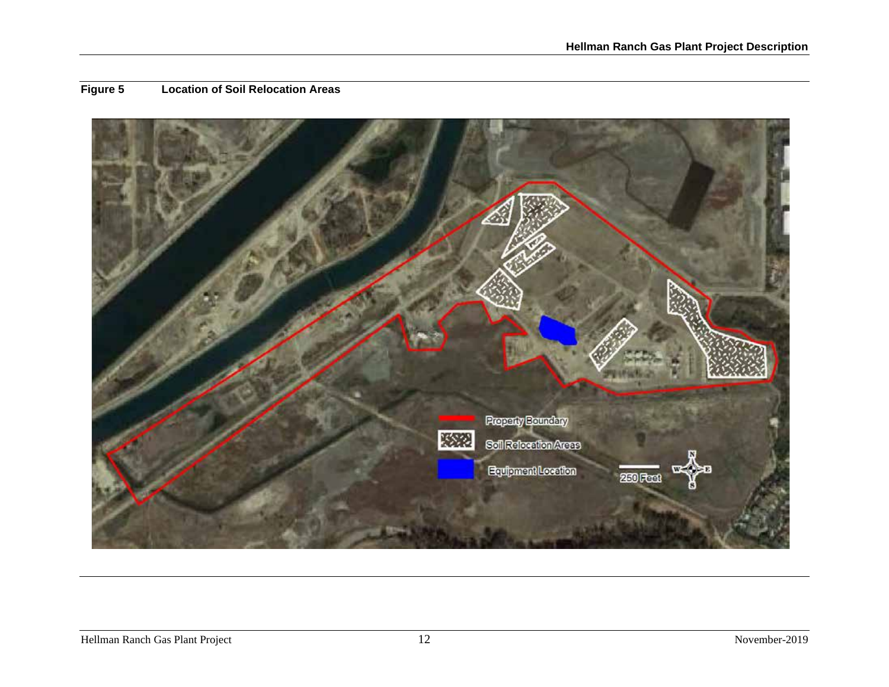**Figure 5 Location of Soil Relocation Areas**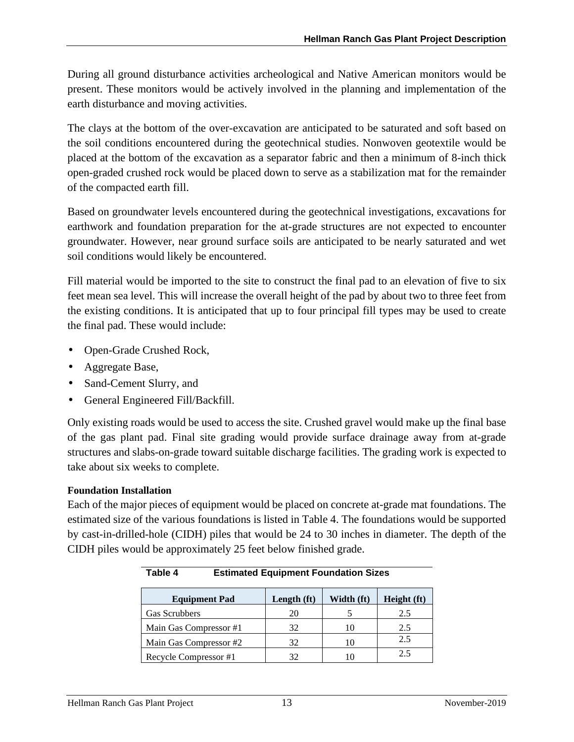During all ground disturbance activities archeological and Native American monitors would be present. These monitors would be actively involved in the planning and implementation of the earth disturbance and moving activities.

The clays at the bottom of the over-excavation are anticipated to be saturated and soft based on the soil conditions encountered during the geotechnical studies. Nonwoven geotextile would be placed at the bottom of the excavation as a separator fabric and then a minimum of 8-inch thick open-graded crushed rock would be placed down to serve as a stabilization mat for the remainder of the compacted earth fill.

Based on groundwater levels encountered during the geotechnical investigations, excavations for earthwork and foundation preparation for the at-grade structures are not expected to encounter groundwater. However, near ground surface soils are anticipated to be nearly saturated and wet soil conditions would likely be encountered.

Fill material would be imported to the site to construct the final pad to an elevation of five to six feet mean sea level. This will increase the overall height of the pad by about two to three feet from the existing conditions. It is anticipated that up to four principal fill types may be used to create the final pad. These would include:

- Open-Grade Crushed Rock,
- Aggregate Base,
- Sand-Cement Slurry, and
- General Engineered Fill/Backfill.

Only existing roads would be used to access the site. Crushed gravel would make up the final base of the gas plant pad. Final site grading would provide surface drainage away from at-grade structures and slabs-on-grade toward suitable discharge facilities. The grading work is expected to take about six weeks to complete.

**Foundation Installation**

Each of the major pieces of equipment would be placed on concrete at-grade mat foundations. The estimated size of the various foundations is listed in Table 4. The foundations would be supported by cast-in-drilled-hole (CIDH) piles that would be 24 to 30 inches in diameter. The depth of the CIDH piles would be approximately 25 feet below finished grade.

**Table 4 Estimated Equipment Foundation Sizes**

| Equipment Pad | Length (ft) | Width (ft) | Height (ft) |
|---|---|---|---|
| Gas Scrubbers | 20 | 5 | 2.5 |
| Main Gas Compressor #1 | 32 | 10 | 2.5 |
| Main Gas Compressor #2 | 32 | 10 | 2.5 |
| Recycle Compressor #1 | 32 | 10 | 2.5 |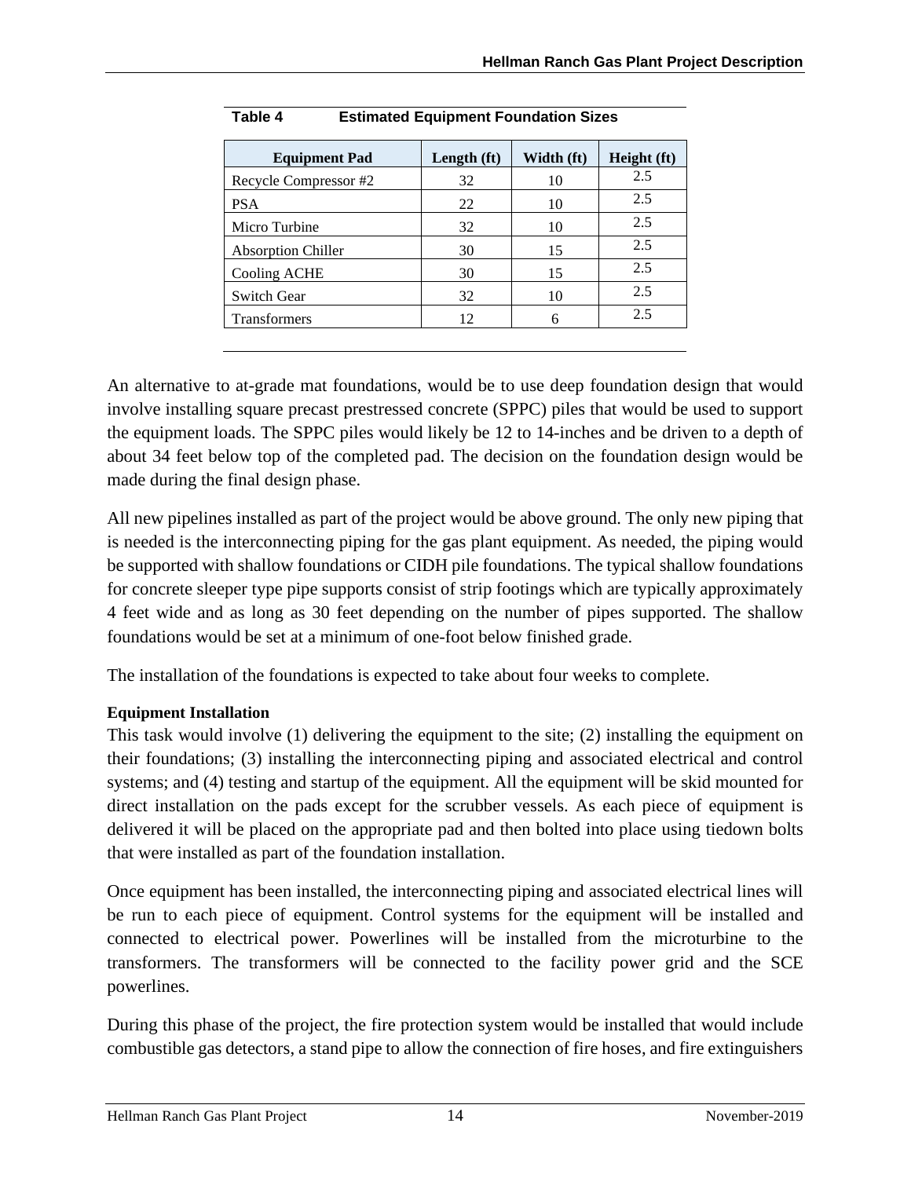**Table 4 Estimated Equipment Foundation Sizes**

| Equipment Pad | Length (ft) | Width (ft) | Height (ft) |
|---|---|---|---|
| Recycle Compressor #2 | 32 | 10 | 2.5 |
| PSA | 22 | 10 | 2.5 |
| Micro Turbine | 32 | 10 | 2.5 |
| Absorption Chiller | 30 | 15 | 2.5 |
| Cooling ACHE | 30 | 15 | 2.5 |
| Switch Gear | 32 | 10 | 2.5 |
| Transformers | 12 | 6 | 2.5 |

An alternative to at-grade mat foundations, would be to use deep foundation design that would involve installing square precast prestressed concrete (SPPC) piles that would be used to support the equipment loads. The SPPC piles would likely be 12 to 14-inches and be driven to a depth of about 34 feet below top of the completed pad. The decision on the foundation design would be made during the final design phase.

All new pipelines installed as part of the project would be above ground. The only new piping that is needed is the interconnecting piping for the gas plant equipment. As needed, the piping would be supported with shallow foundations or CIDH pile foundations. The typical shallow foundations for concrete sleeper type pipe supports consist of strip footings which are typically approximately 4 feet wide and as long as 30 feet depending on the number of pipes supported. The shallow foundations would be set at a minimum of one-foot below finished grade.

The installation of the foundations is expected to take about four weeks to complete.

**Equipment Installation**

This task would involve (1) delivering the equipment to the site; (2) installing the equipment on their foundations; (3) installing the interconnecting piping and associated electrical and control systems; and (4) testing and startup of the equipment. All the equipment will be skid mounted for direct installation on the pads except for the scrubber vessels. As each piece of equipment is delivered it will be placed on the appropriate pad and then bolted into place using tiedown bolts that were installed as part of the foundation installation.

Once equipment has been installed, the interconnecting piping and associated electrical lines will be run to each piece of equipment. Control systems for the equipment will be installed and connected to electrical power. Powerlines will be installed from the microturbine to the transformers. The transformers will be connected to the facility power grid and the SCE powerlines.

During this phase of the project, the fire protection system would be installed that would include combustible gas detectors, a stand pipe to allow the connection of fire hoses, and fire extinguishers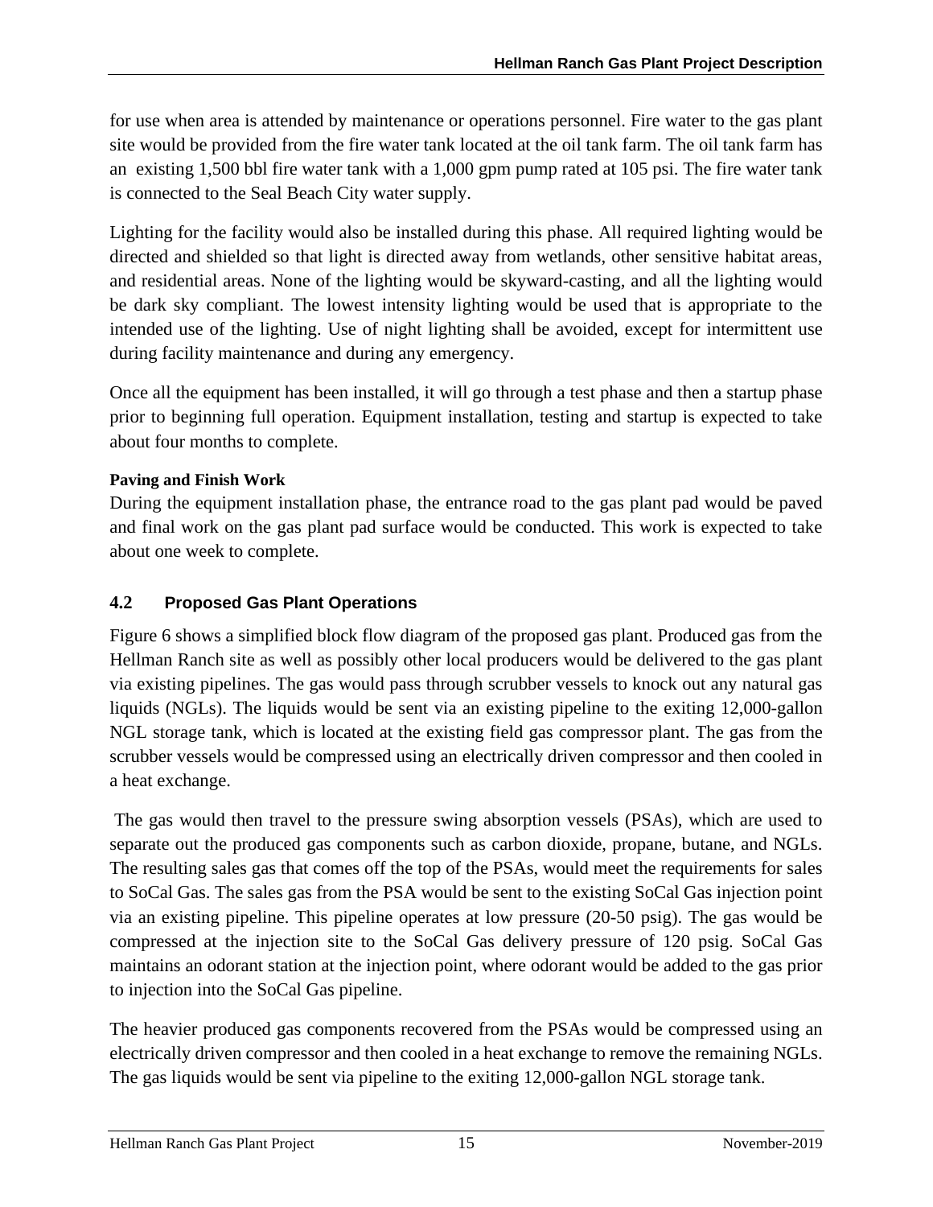for use when area is attended by maintenance or operations personnel. Fire water to the gas plant site would be provided from the fire water tank located at the oil tank farm. The oil tank farm has an existing 1,500 bbl fire water tank with a 1,000 gpm pump rated at 105 psi. The fire water tank is connected to the Seal Beach City water supply.

Lighting for the facility would also be installed during this phase. All required lighting would be directed and shielded so that light is directed away from wetlands, other sensitive habitat areas, and residential areas. None of the lighting would be skyward-casting, and all the lighting would be dark sky compliant. The lowest intensity lighting would be used that is appropriate to the intended use of the lighting. Use of night lighting shall be avoided, except for intermittent use during facility maintenance and during any emergency.

Once all the equipment has been installed, it will go through a test phase and then a startup phase prior to beginning full operation. Equipment installation, testing and startup is expected to take about four months to complete.

**Paving and Finish Work**

During the equipment installation phase, the entrance road to the gas plant pad would be paved and final work on the gas plant pad surface would be conducted. This work is expected to take about one week to complete.

### 4.2 Proposed Gas Plant Operations

Figure 6 shows a simplified block flow diagram of the proposed gas plant. Produced gas from the Hellman Ranch site as well as possibly other local producers would be delivered to the gas plant via existing pipelines. The gas would pass through scrubber vessels to knock out any natural gas liquids (NGLs). The liquids would be sent via an existing pipeline to the exiting 12,000-gallon NGL storage tank, which is located at the existing field gas compressor plant. The gas from the scrubber vessels would be compressed using an electrically driven compressor and then cooled in a heat exchange.

The gas would then travel to the pressure swing absorption vessels (PSAs), which are used to separate out the produced gas components such as carbon dioxide, propane, butane, and NGLs. The resulting sales gas that comes off the top of the PSAs, would meet the requirements for sales to SoCal Gas. The sales gas from the PSA would be sent to the existing SoCal Gas injection point via an existing pipeline. This pipeline operates at low pressure (20-50 psig). The gas would be compressed at the injection site to the SoCal Gas delivery pressure of 120 psig. SoCal Gas maintains an odorant station at the injection point, where odorant would be added to the gas prior to injection into the SoCal Gas pipeline.

The heavier produced gas components recovered from the PSAs would be compressed using an electrically driven compressor and then cooled in a heat exchange to remove the remaining NGLs. The gas liquids would be sent via pipeline to the exiting 12,000-gallon NGL storage tank.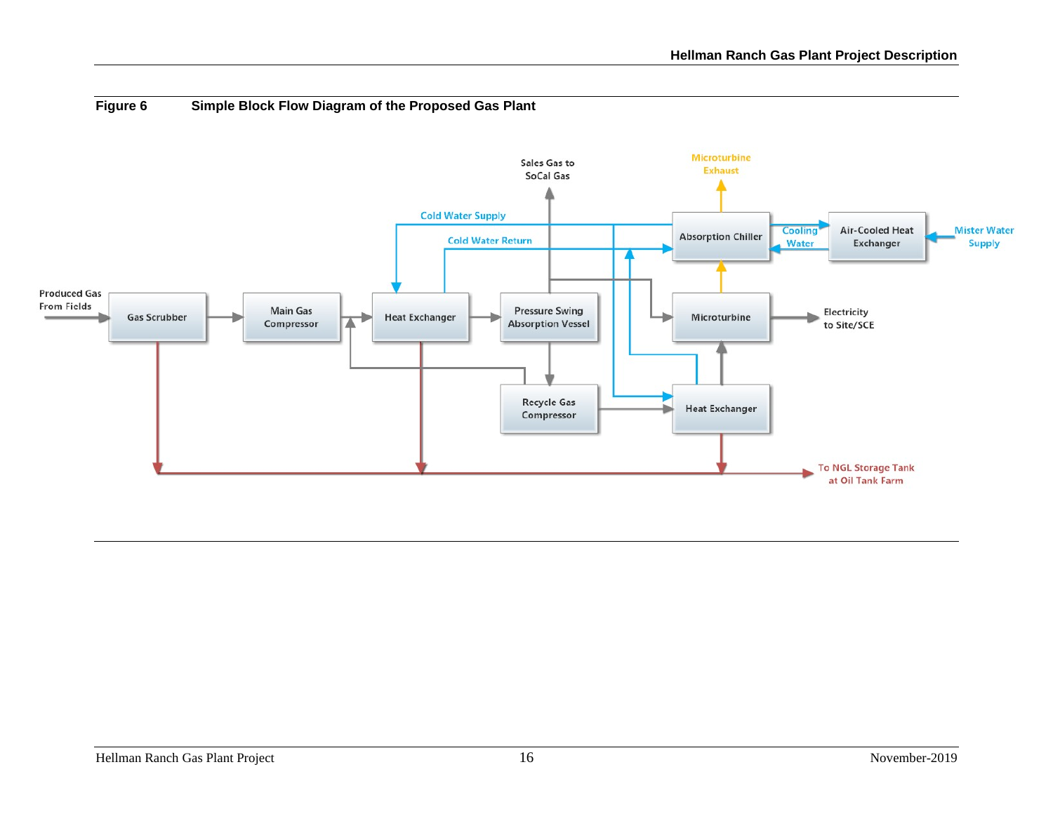**Figure 6 Simple Block Flow Diagram of the Proposed Gas Plant**

Sales Gas to SoCal Gas

Microturbine Exhaust

Cold Water Supply

Cold Water Return

Absorption Chiller

Cooling Water

Air-Cooled Heat Exchanger

Mister Water Supply

Produced Gas From Fields

Gas Scrubber

Main Gas Compressor

Heat Exchanger

Pressure Swing Absorption Vessel

Microturbine

Electricity to Site/SCE

Recycle Gas Compressor

Heat Exchanger

To NGL Storage Tank at Oil Tank Farm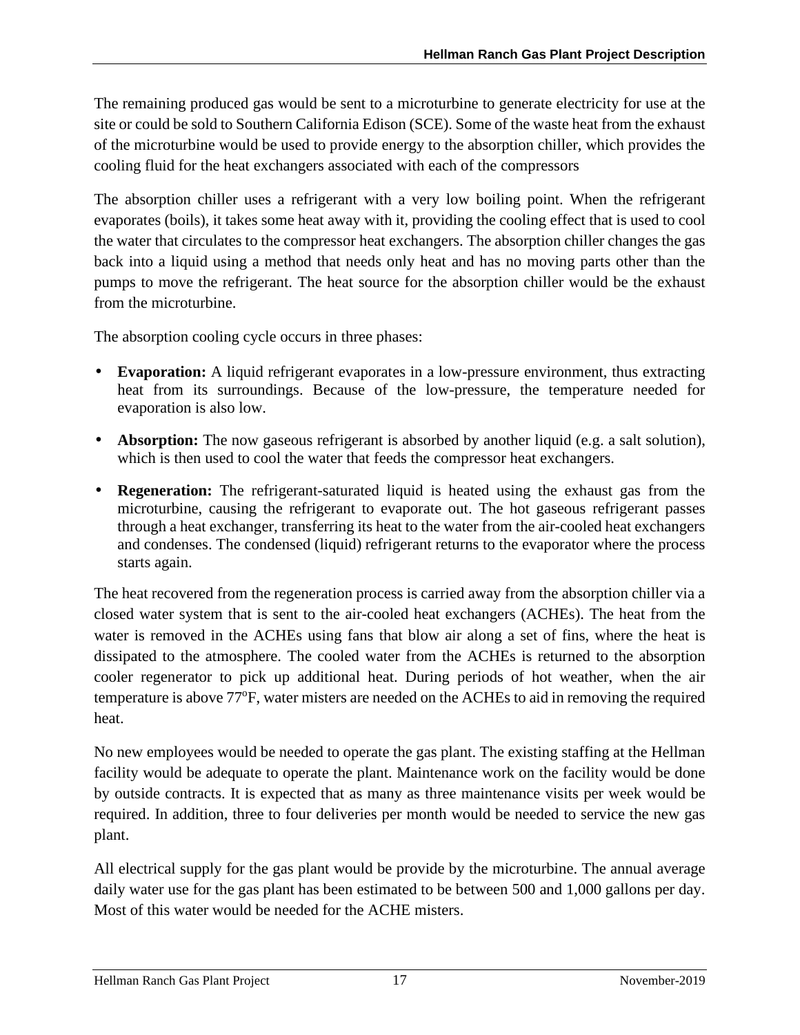The remaining produced gas would be sent to a microturbine to generate electricity for use at the site or could be sold to Southern California Edison (SCE). Some of the waste heat from the exhaust of the microturbine would be used to provide energy to the absorption chiller, which provides the cooling fluid for the heat exchangers associated with each of the compressors

The absorption chiller uses a refrigerant with a very low boiling point. When the refrigerant evaporates (boils), it takes some heat away with it, providing the cooling effect that is used to cool the water that circulates to the compressor heat exchangers. The absorption chiller changes the gas back into a liquid using a method that needs only heat and has no moving parts other than the pumps to move the refrigerant. The heat source for the absorption chiller would be the exhaust from the microturbine.

The absorption cooling cycle occurs in three phases:

- **Evaporation:** A liquid refrigerant evaporates in a low-pressure environment, thus extracting heat from its surroundings. Because of the low-pressure, the temperature needed for evaporation is also low.
- **Absorption:** The now gaseous refrigerant is absorbed by another liquid (e.g. a salt solution), which is then used to cool the water that feeds the compressor heat exchangers.
- **Regeneration:** The refrigerant-saturated liquid is heated using the exhaust gas from the microturbine, causing the refrigerant to evaporate out. The hot gaseous refrigerant passes through a heat exchanger, transferring its heat to the water from the air-cooled heat exchangers and condenses. The condensed (liquid) refrigerant returns to the evaporator where the process starts again.

The heat recovered from the regeneration process is carried away from the absorption chiller via a closed water system that is sent to the air-cooled heat exchangers (ACHEs). The heat from the water is removed in the ACHEs using fans that blow air along a set of fins, where the heat is dissipated to the atmosphere. The cooled water from the ACHEs is returned to the absorption cooler regenerator to pick up additional heat. During periods of hot weather, when the air temperature is above 77°F, water misters are needed on the ACHEs to aid in removing the required heat.

No new employees would be needed to operate the gas plant. The existing staffing at the Hellman facility would be adequate to operate the plant. Maintenance work on the facility would be done by outside contracts. It is expected that as many as three maintenance visits per week would be required. In addition, three to four deliveries per month would be needed to service the new gas plant.

All electrical supply for the gas plant would be provide by the microturbine. The annual average daily water use for the gas plant has been estimated to be between 500 and 1,000 gallons per day. Most of this water would be needed for the ACHE misters.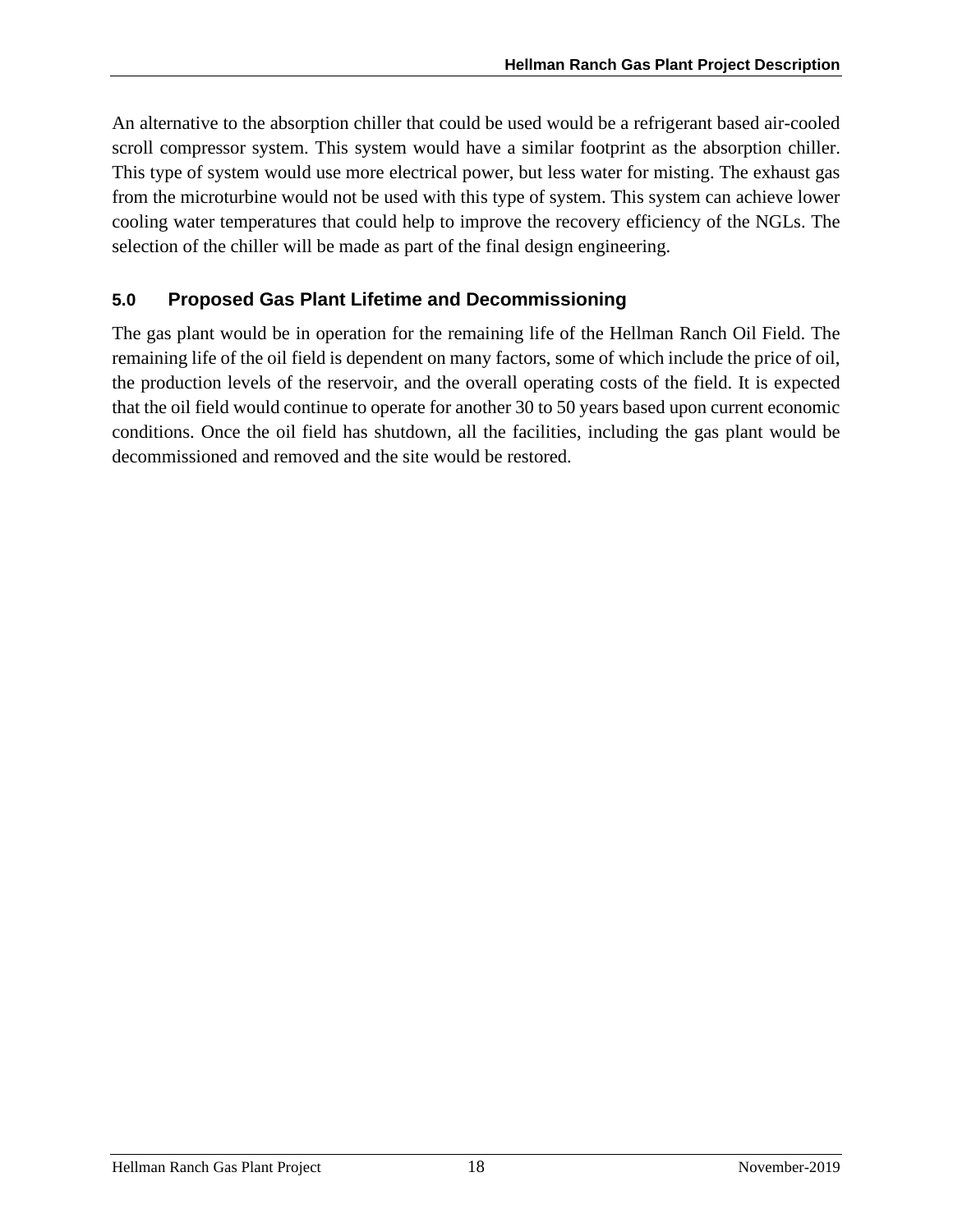An alternative to the absorption chiller that could be used would be a refrigerant based air-cooled scroll compressor system. This system would have a similar footprint as the absorption chiller. This type of system would use more electrical power, but less water for misting. The exhaust gas from the microturbine would not be used with this type of system. This system can achieve lower cooling water temperatures that could help to improve the recovery efficiency of the NGLs. The selection of the chiller will be made as part of the final design engineering.

## 5.0 Proposed Gas Plant Lifetime and Decommissioning

The gas plant would be in operation for the remaining life of the Hellman Ranch Oil Field. The remaining life of the oil field is dependent on many factors, some of which include the price of oil, the production levels of the reservoir, and the overall operating costs of the field. It is expected that the oil field would continue to operate for another 30 to 50 years based upon current economic conditions. Once the oil field has shutdown, all the facilities, including the gas plant would be decommissioned and removed and the site would be restored.